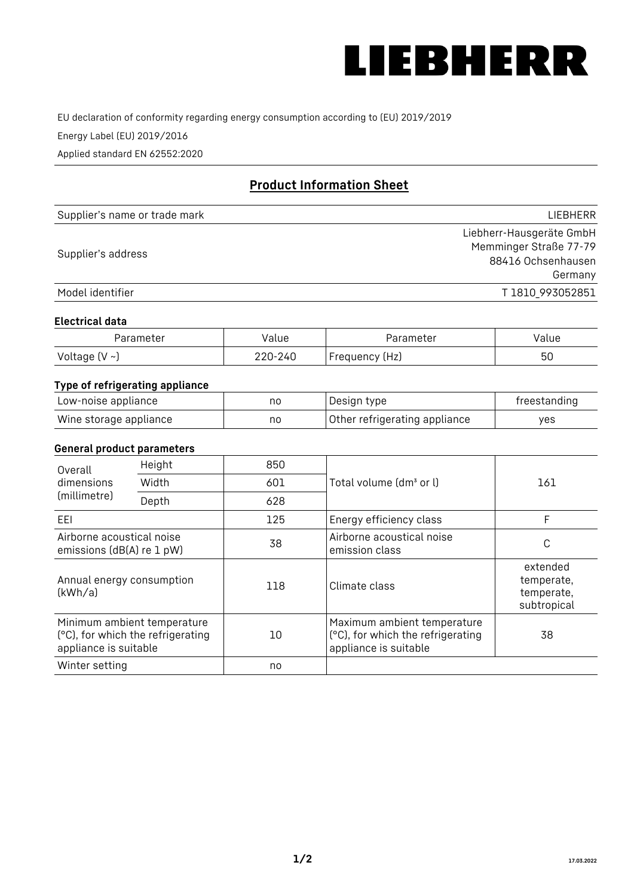LIEBHERR

EU declaration of conformity regarding energy consumption according to (EU) 2019/2019

Energy Label (EU) 2019/2016

Applied standard EN 62552:2020

## Product Information Sheet

| | |
|---|---|
| Supplier's name or trade mark | LIEBHERR |
| Supplier's address | Liebherr-Hausgeräte GmbH<br>Memminger Straße 77-79<br>88416 Ochsenhausen<br>Germany |
| Model identifier | T 1810_993052851 |

### Electrical data

| Parameter | Value | Parameter | Value |
|---|---|---|---|
| Voltage (V ~) | 220-240 | Frequency (Hz) | 50 |

### Type of refrigerating appliance

| | | | |
|---|---|---|---|
| Low-noise appliance | no | Design type | freestanding |
| Wine storage appliance | no | Other refrigerating appliance | yes |

### General product parameters

| | | | | |
|---|---|---|---|---|
| Overall dimensions (millimetre) | Height | 850 | Total volume (dm³ or l) | 161 |
| | Width | 601 | | |
| | Depth | 628 | | |
| EEI | | 125 | Energy efficiency class | F |
| Airborne acoustical noise emissions (dB(A) re 1 pW) | | 38 | Airborne acoustical noise emission class | C |
| Annual energy consumption (kWh/a) | | 118 | Climate class | extended temperate, temperate, subtropical |
| Minimum ambient temperature (°C), for which the refrigerating appliance is suitable | | 10 | Maximum ambient temperature (°C), for which the refrigerating appliance is suitable | 38 |
| Winter setting | | no | | |

17.03.2022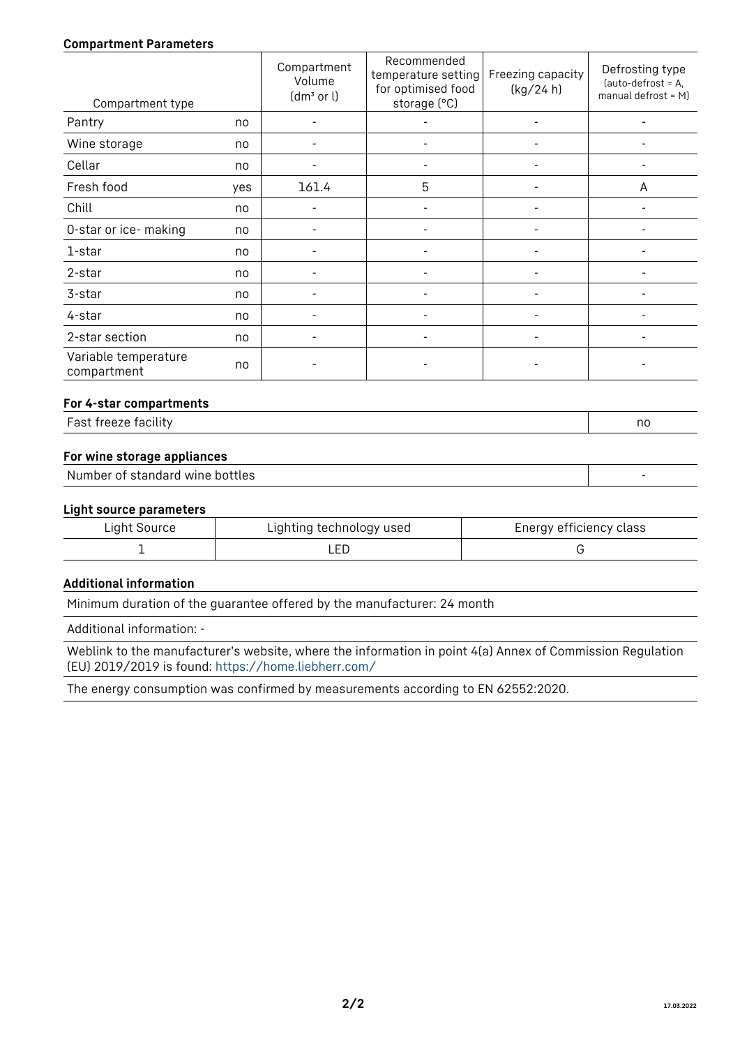### Compartment Parameters

| Compartment type | | Compartment Volume (dm³ or l) | Recommended temperature setting for optimised food storage (°C) | Freezing capacity (kg/24 h) | Defrosting type (auto-defrost = A, manual defrost = M) |
|---|---|---|---|---|---|
| Pantry | no | - | - | - | - |
| Wine storage | no | - | - | - | - |
| Cellar | no | - | - | - | - |
| Fresh food | yes | 161.4 | 5 | - | A |
| Chill | no | - | - | - | - |
| 0-star or ice- making | no | - | - | - | - |
| 1-star | no | - | - | - | - |
| 2-star | no | - | - | - | - |
| 3-star | no | - | - | - | - |
| 4-star | no | - | - | - | - |
| 2-star section | no | - | - | - | - |
| Variable temperature compartment | no | - | - | - | - |

### For 4-star compartments

| | |
|---|---|
| Fast freeze facility | no |

### For wine storage appliances

| | |
|---|---|
| Number of standard wine bottles | - |

### Light source parameters

| Light Source | Lighting technology used | Energy efficiency class |
|---|---|---|
| 1 | LED | G |

### Additional information

Minimum duration of the guarantee offered by the manufacturer: 24 month

Additional information: -

Weblink to the manufacturer's website, where the information in point 4(a) Annex of Commission Regulation (EU) 2019/2019 is found: https://home.liebherr.com/

The energy consumption was confirmed by measurements according to EN 62552:2020.

17.03.2022